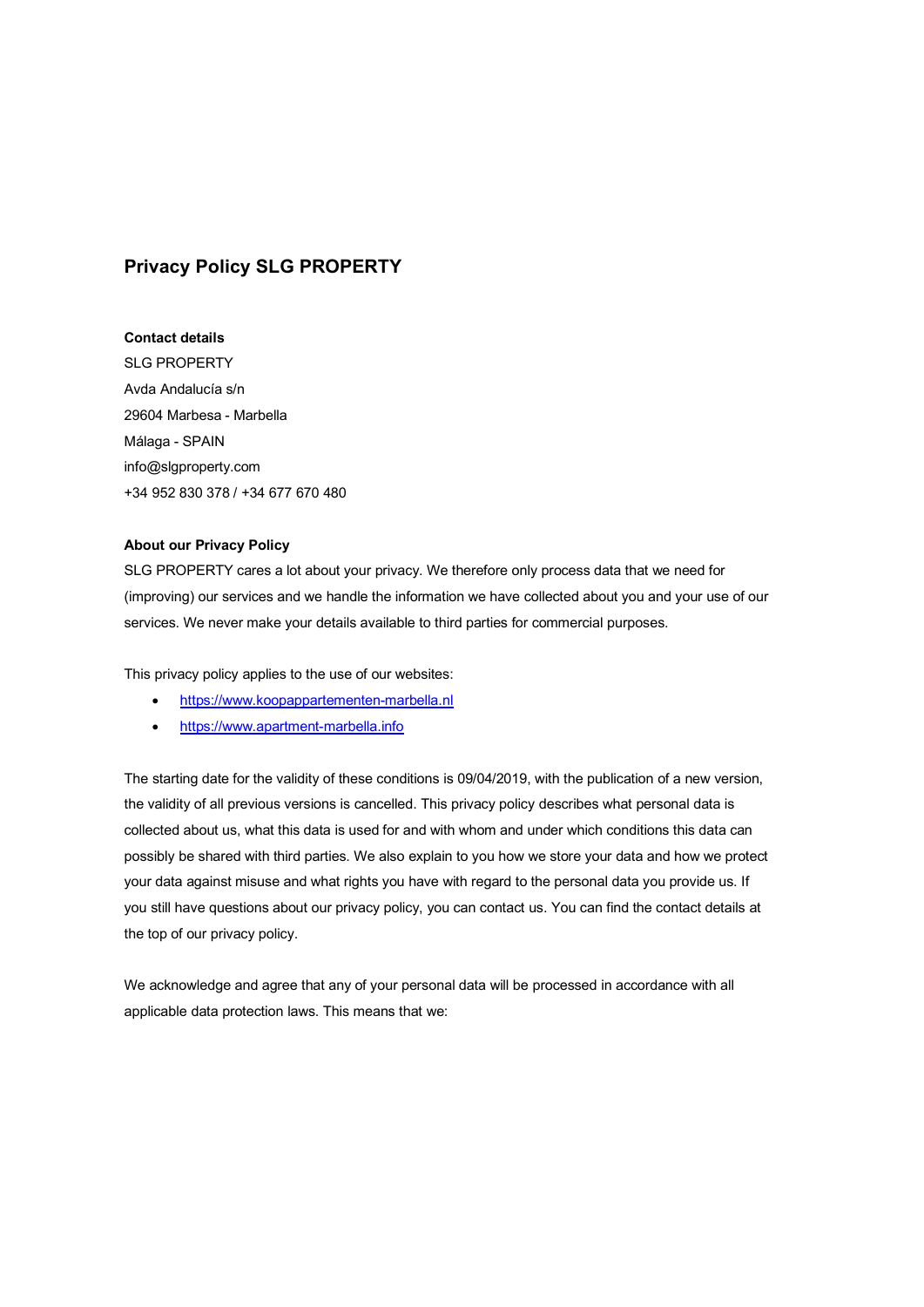# Privacy Policy SLG PROPERTY

**Contact details**

SLG PROPERTY
Avda Andalucía s/n
29604 Marbesa - Marbella
Málaga - SPAIN
info@slgproperty.com
+34 952 830 378 / +34 677 670 480

**About our Privacy Policy**

SLG PROPERTY cares a lot about your privacy. We therefore only process data that we need for (improving) our services and we handle the information we have collected about you and your use of our services. We never make your details available to third parties for commercial purposes.

This privacy policy applies to the use of our websites:

- https://www.koopappartementen-marbella.nl
- https://www.apartment-marbella.info

The starting date for the validity of these conditions is 09/04/2019, with the publication of a new version, the validity of all previous versions is cancelled. This privacy policy describes what personal data is collected about us, what this data is used for and with whom and under which conditions this data can possibly be shared with third parties. We also explain to you how we store your data and how we protect your data against misuse and what rights you have with regard to the personal data you provide us. If you still have questions about our privacy policy, you can contact us. You can find the contact details at the top of our privacy policy.

We acknowledge and agree that any of your personal data will be processed in accordance with all applicable data protection laws. This means that we: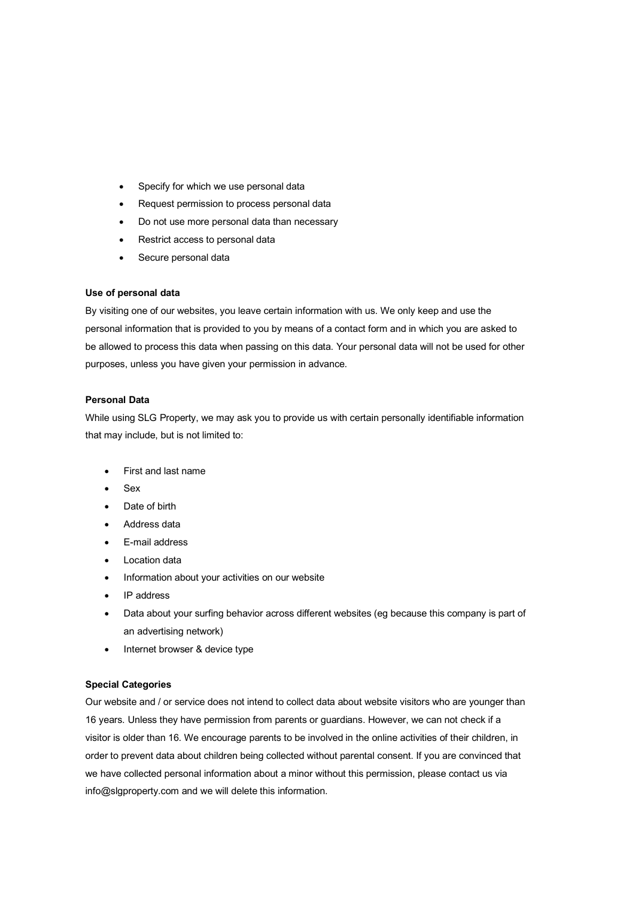- Specify for which we use personal data
- Request permission to process personal data
- Do not use more personal data than necessary
- Restrict access to personal data
- Secure personal data

**Use of personal data**

By visiting one of our websites, you leave certain information with us. We only keep and use the personal information that is provided to you by means of a contact form and in which you are asked to be allowed to process this data when passing on this data. Your personal data will not be used for other purposes, unless you have given your permission in advance.

**Personal Data**

While using SLG Property, we may ask you to provide us with certain personally identifiable information that may include, but is not limited to:

- First and last name
- Sex
- Date of birth
- Address data
- E-mail address
- Location data
- Information about your activities on our website
- IP address
- Data about your surfing behavior across different websites (eg because this company is part of an advertising network)
- Internet browser & device type

**Special Categories**

Our website and / or service does not intend to collect data about website visitors who are younger than 16 years. Unless they have permission from parents or guardians. However, we can not check if a visitor is older than 16. We encourage parents to be involved in the online activities of their children, in order to prevent data about children being collected without parental consent. If you are convinced that we have collected personal information about a minor without this permission, please contact us via info@slgproperty.com and we will delete this information.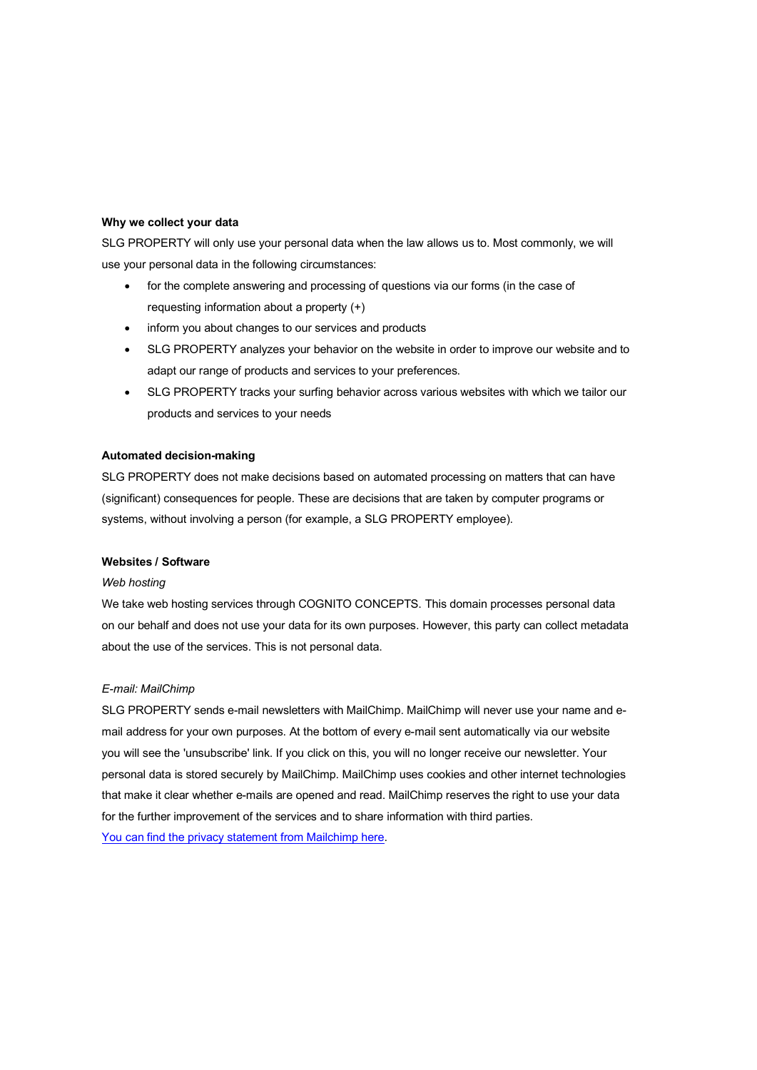**Why we collect your data**

SLG PROPERTY will only use your personal data when the law allows us to. Most commonly, we will use your personal data in the following circumstances:

- for the complete answering and processing of questions via our forms (in the case of requesting information about a property (+)
- inform you about changes to our services and products
- SLG PROPERTY analyzes your behavior on the website in order to improve our website and to adapt our range of products and services to your preferences.
- SLG PROPERTY tracks your surfing behavior across various websites with which we tailor our products and services to your needs

**Automated decision-making**

SLG PROPERTY does not make decisions based on automated processing on matters that can have (significant) consequences for people. These are decisions that are taken by computer programs or systems, without involving a person (for example, a SLG PROPERTY employee).

**Websites / Software**

*Web hosting*

We take web hosting services through COGNITO CONCEPTS. This domain processes personal data on our behalf and does not use your data for its own purposes. However, this party can collect metadata about the use of the services. This is not personal data.

*E-mail: MailChimp*

SLG PROPERTY sends e-mail newsletters with MailChimp. MailChimp will never use your name and e-mail address for your own purposes. At the bottom of every e-mail sent automatically via our website you will see the 'unsubscribe' link. If you click on this, you will no longer receive our newsletter. Your personal data is stored securely by MailChimp. MailChimp uses cookies and other internet technologies that make it clear whether e-mails are opened and read. MailChimp reserves the right to use your data for the further improvement of the services and to share information with third parties.

You can find the privacy statement from Mailchimp here.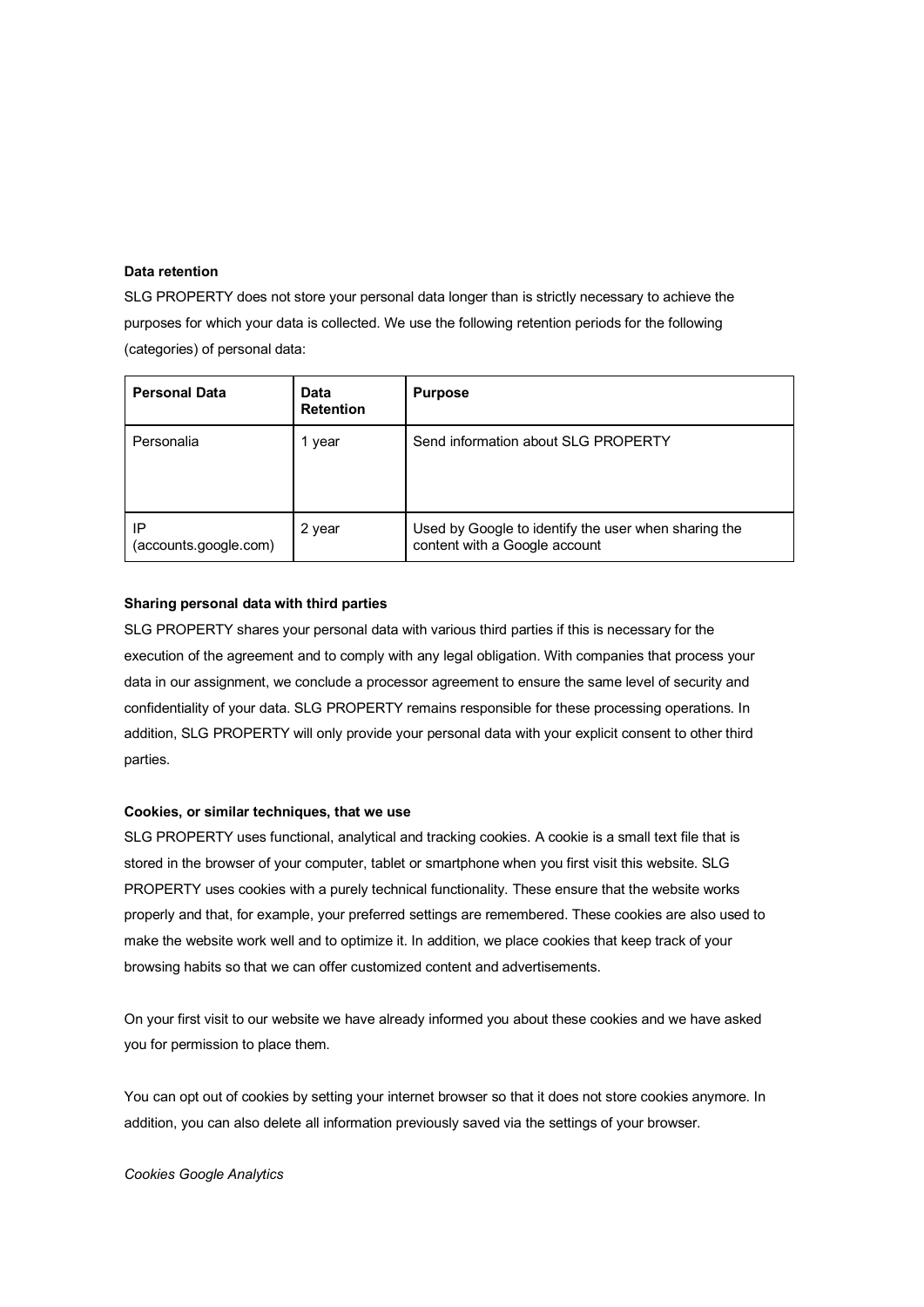**Data retention**

SLG PROPERTY does not store your personal data longer than is strictly necessary to achieve the purposes for which your data is collected. We use the following retention periods for the following (categories) of personal data:

| **Personal Data** | **Data Retention** | **Purpose** |
|---|---|---|
| Personalia | 1 year | Send information about SLG PROPERTY |
| IP (accounts.google.com) | 2 year | Used by Google to identify the user when sharing the content with a Google account |

**Sharing personal data with third parties**

SLG PROPERTY shares your personal data with various third parties if this is necessary for the execution of the agreement and to comply with any legal obligation. With companies that process your data in our assignment, we conclude a processor agreement to ensure the same level of security and confidentiality of your data. SLG PROPERTY remains responsible for these processing operations. In addition, SLG PROPERTY will only provide your personal data with your explicit consent to other third parties.

**Cookies, or similar techniques, that we use**

SLG PROPERTY uses functional, analytical and tracking cookies. A cookie is a small text file that is stored in the browser of your computer, tablet or smartphone when you first visit this website. SLG PROPERTY uses cookies with a purely technical functionality. These ensure that the website works properly and that, for example, your preferred settings are remembered. These cookies are also used to make the website work well and to optimize it. In addition, we place cookies that keep track of your browsing habits so that we can offer customized content and advertisements.

On your first visit to our website we have already informed you about these cookies and we have asked you for permission to place them.

You can opt out of cookies by setting your internet browser so that it does not store cookies anymore. In addition, you can also delete all information previously saved via the settings of your browser.

*Cookies Google Analytics*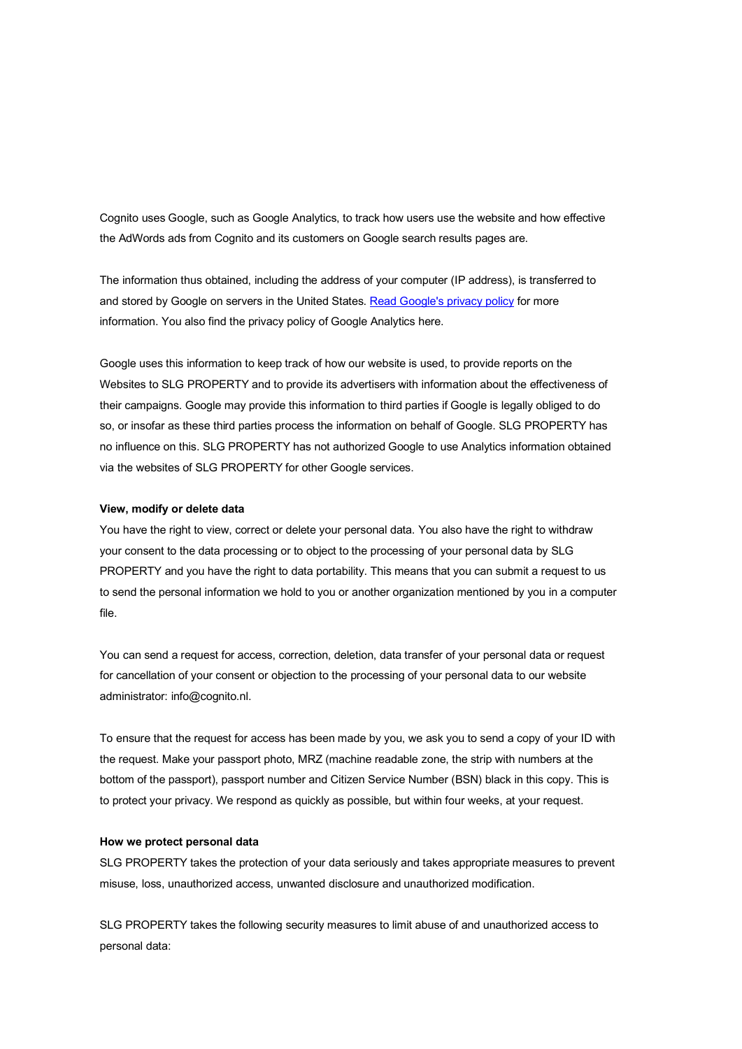Cognito uses Google, such as Google Analytics, to track how users use the website and how effective the AdWords ads from Cognito and its customers on Google search results pages are.

The information thus obtained, including the address of your computer (IP address), is transferred to and stored by Google on servers in the United States. [Read Google's privacy policy]() for more information. You also find the privacy policy of Google Analytics here.

Google uses this information to keep track of how our website is used, to provide reports on the Websites to SLG PROPERTY and to provide its advertisers with information about the effectiveness of their campaigns. Google may provide this information to third parties if Google is legally obliged to do so, or insofar as these third parties process the information on behalf of Google. SLG PROPERTY has no influence on this. SLG PROPERTY has not authorized Google to use Analytics information obtained via the websites of SLG PROPERTY for other Google services.

**View, modify or delete data**

You have the right to view, correct or delete your personal data. You also have the right to withdraw your consent to the data processing or to object to the processing of your personal data by SLG PROPERTY and you have the right to data portability. This means that you can submit a request to us to send the personal information we hold to you or another organization mentioned by you in a computer file.

You can send a request for access, correction, deletion, data transfer of your personal data or request for cancellation of your consent or objection to the processing of your personal data to our website administrator: info@cognito.nl.

To ensure that the request for access has been made by you, we ask you to send a copy of your ID with the request. Make your passport photo, MRZ (machine readable zone, the strip with numbers at the bottom of the passport), passport number and Citizen Service Number (BSN) black in this copy. This is to protect your privacy. We respond as quickly as possible, but within four weeks, at your request.

**How we protect personal data**

SLG PROPERTY takes the protection of your data seriously and takes appropriate measures to prevent misuse, loss, unauthorized access, unwanted disclosure and unauthorized modification.

SLG PROPERTY takes the following security measures to limit abuse of and unauthorized access to personal data: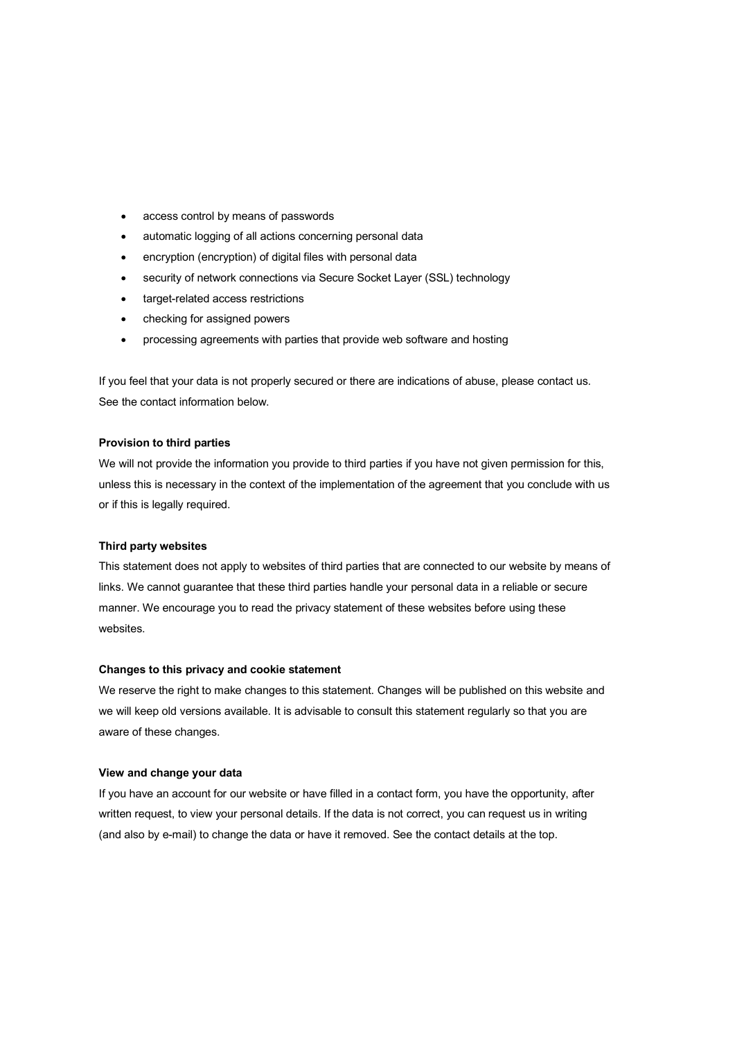- access control by means of passwords
- automatic logging of all actions concerning personal data
- encryption (encryption) of digital files with personal data
- security of network connections via Secure Socket Layer (SSL) technology
- target-related access restrictions
- checking for assigned powers
- processing agreements with parties that provide web software and hosting

If you feel that your data is not properly secured or there are indications of abuse, please contact us. See the contact information below.

**Provision to third parties**

We will not provide the information you provide to third parties if you have not given permission for this, unless this is necessary in the context of the implementation of the agreement that you conclude with us or if this is legally required.

**Third party websites**

This statement does not apply to websites of third parties that are connected to our website by means of links. We cannot guarantee that these third parties handle your personal data in a reliable or secure manner. We encourage you to read the privacy statement of these websites before using these websites.

**Changes to this privacy and cookie statement**

We reserve the right to make changes to this statement. Changes will be published on this website and we will keep old versions available. It is advisable to consult this statement regularly so that you are aware of these changes.

**View and change your data**

If you have an account for our website or have filled in a contact form, you have the opportunity, after written request, to view your personal details. If the data is not correct, you can request us in writing (and also by e-mail) to change the data or have it removed. See the contact details at the top.